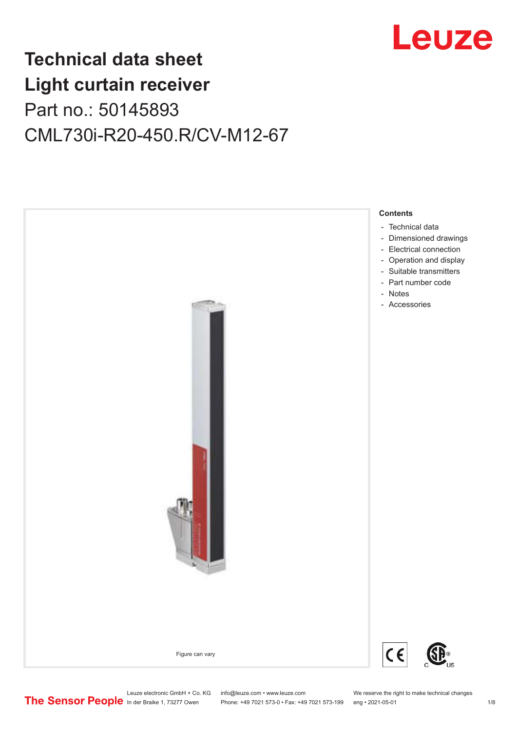# Technical data sheet
# Light curtain receiver
Part no.: 50145893

CML730i-R20-450.R/CV-M12-67

Figure can vary

**Contents**

- Technical data
- Dimensioned drawings
- Electrical connection
- Operation and display
- Suitable transmitters
- Part number code
- Notes
- Accessories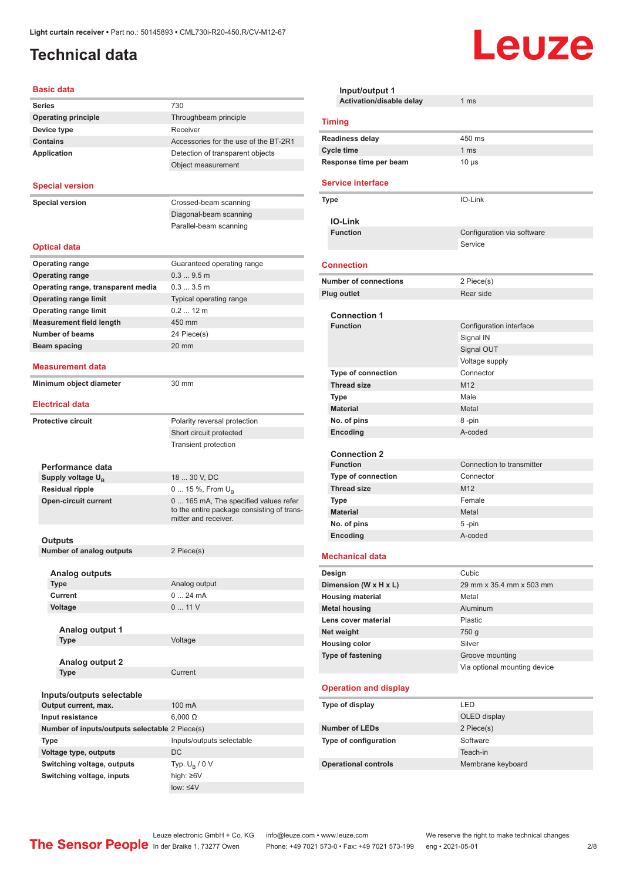# Technical data

## Basic data

| | |
|---|---|
| **Series** | 730 |
| **Operating principle** | Throughbeam principle |
| **Device type** | Receiver |
| **Contains** | Accessories for the use of the BT-2R1 |
| **Application** | Detection of transparent objects |
| | Object measurement |

## Special version

| | |
|---|---|
| **Special version** | Crossed-beam scanning |
| | Diagonal-beam scanning |
| | Parallel-beam scanning |

## Optical data

| | |
|---|---|
| **Operating range** | Guaranteed operating range |
| **Operating range** | 0.3 ... 9.5 m |
| **Operating range, transparent media** | 0.3 ... 3.5 m |
| **Operating range limit** | Typical operating range |
| **Operating range limit** | 0.2 ... 12 m |
| **Measurement field length** | 450 mm |
| **Number of beams** | 24 Piece(s) |
| **Beam spacing** | 20 mm |

## Measurement data

| | |
|---|---|
| **Minimum object diameter** | 30 mm |

## Electrical data

| | |
|---|---|
| **Protective circuit** | Polarity reversal protection |
| | Short circuit protected |
| | Transient protection |

### Performance data

| | |
|---|---|
| **Supply voltage $U_B$** | 18 ... 30 V, DC |
| **Residual ripple** | 0 ... 15 %, From $U_B$ |
| **Open-circuit current** | 0 ... 165 mA, The specified values refer to the entire package consisting of transmitter and receiver. |

### Outputs

| | |
|---|---|
| **Number of analog outputs** | 2 Piece(s) |

#### Analog outputs

| | |
|---|---|
| **Type** | Analog output |
| **Current** | 0 ... 24 mA |
| **Voltage** | 0 ... 11 V |

##### Analog output 1

| | |
|---|---|
| **Type** | Voltage |

##### Analog output 2

| | |
|---|---|
| **Type** | Current |

### Inputs/outputs selectable

| | |
|---|---|
| **Output current, max.** | 100 mA |
| **Input resistance** | 6,000 Ω |
| **Number of inputs/outputs selectable** | 2 Piece(s) |
| **Type** | Inputs/outputs selectable |
| **Voltage type, outputs** | DC |
| **Switching voltage, outputs** | Typ. $U_B$ / 0 V |
| **Switching voltage, inputs** | high: ≥6V |
| | low: ≤4V |

#### Input/output 1

| | |
|---|---|
| **Activation/disable delay** | 1 ms |

## Timing

| | |
|---|---|
| **Readiness delay** | 450 ms |
| **Cycle time** | 1 ms |
| **Response time per beam** | 10 µs |

## Service interface

| | |
|---|---|
| **Type** | IO-Link |

### IO-Link

| | |
|---|---|
| **Function** | Configuration via software |
| | Service |

## Connection

| | |
|---|---|
| **Number of connections** | 2 Piece(s) |
| **Plug outlet** | Rear side |

### Connection 1

| | |
|---|---|
| **Function** | Configuration interface |
| | Signal IN |
| | Signal OUT |
| | Voltage supply |
| **Type of connection** | Connector |
| **Thread size** | M12 |
| **Type** | Male |
| **Material** | Metal |
| **No. of pins** | 8 -pin |
| **Encoding** | A-coded |

### Connection 2

| | |
|---|---|
| **Function** | Connection to transmitter |
| **Type of connection** | Connector |
| **Thread size** | M12 |
| **Type** | Female |
| **Material** | Metal |
| **No. of pins** | 5 -pin |
| **Encoding** | A-coded |

## Mechanical data

| | |
|---|---|
| **Design** | Cubic |
| **Dimension (W x H x L)** | 29 mm x 35.4 mm x 503 mm |
| **Housing material** | Metal |
| **Metal housing** | Aluminum |
| **Lens cover material** | Plastic |
| **Net weight** | 750 g |
| **Housing color** | Silver |
| **Type of fastening** | Groove mounting |
| | Via optional mounting device |

## Operation and display

| | |
|---|---|
| **Type of display** | LED |
| | OLED display |
| **Number of LEDs** | 2 Piece(s) |
| **Type of configuration** | Software |
| | Teach-in |
| **Operational controls** | Membrane keyboard |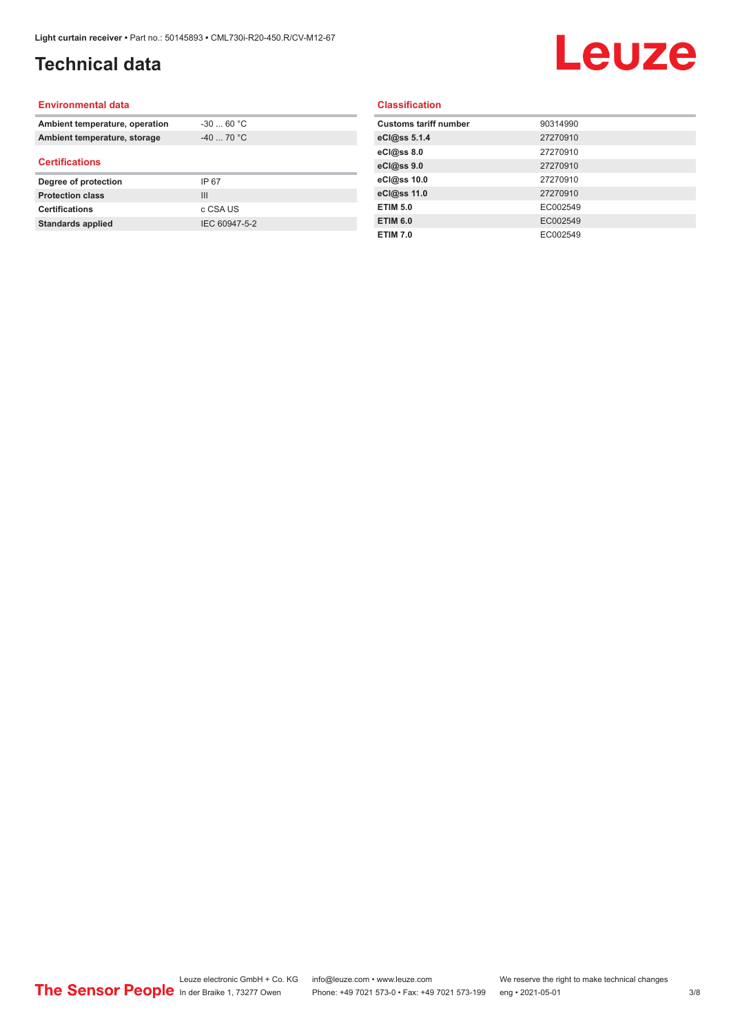# Technical data

## Environmental data

| | |
|---|---|
| **Ambient temperature, operation** | -30 ... 60 °C |
| **Ambient temperature, storage** | -40 ... 70 °C |

## Certifications

| | |
|---|---|
| **Degree of protection** | IP 67 |
| **Protection class** | III |
| **Certifications** | c CSA US |
| **Standards applied** | IEC 60947-5-2 |

## Classification

| | |
|---|---|
| **Customs tariff number** | 90314990 |
| **eCl@ss 5.1.4** | 27270910 |
| **eCl@ss 8.0** | 27270910 |
| **eCl@ss 9.0** | 27270910 |
| **eCl@ss 10.0** | 27270910 |
| **eCl@ss 11.0** | 27270910 |
| **ETIM 5.0** | EC002549 |
| **ETIM 6.0** | EC002549 |
| **ETIM 7.0** | EC002549 |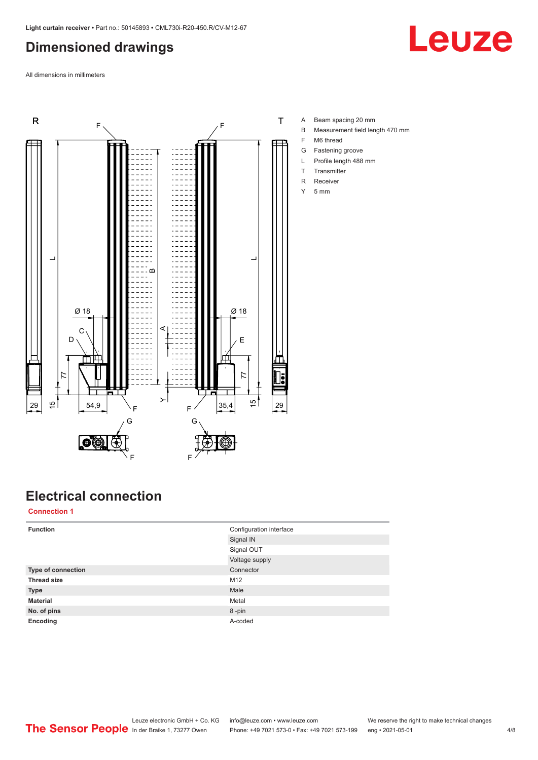# Dimensioned drawings

All dimensions in millimeters

A Beam spacing 20 mm
B Measurement field length 470 mm
F M6 thread
G Fastening groove
L Profile length 488 mm
T Transmitter
R Receiver
Y 5 mm

# Electrical connection

## Connection 1

| | |
|---|---|
| **Function** | Configuration interface |
| | Signal IN |
| | Signal OUT |
| | Voltage supply |
| **Type of connection** | Connector |
| **Thread size** | M12 |
| **Type** | Male |
| **Material** | Metal |
| **No. of pins** | 8 -pin |
| **Encoding** | A-coded |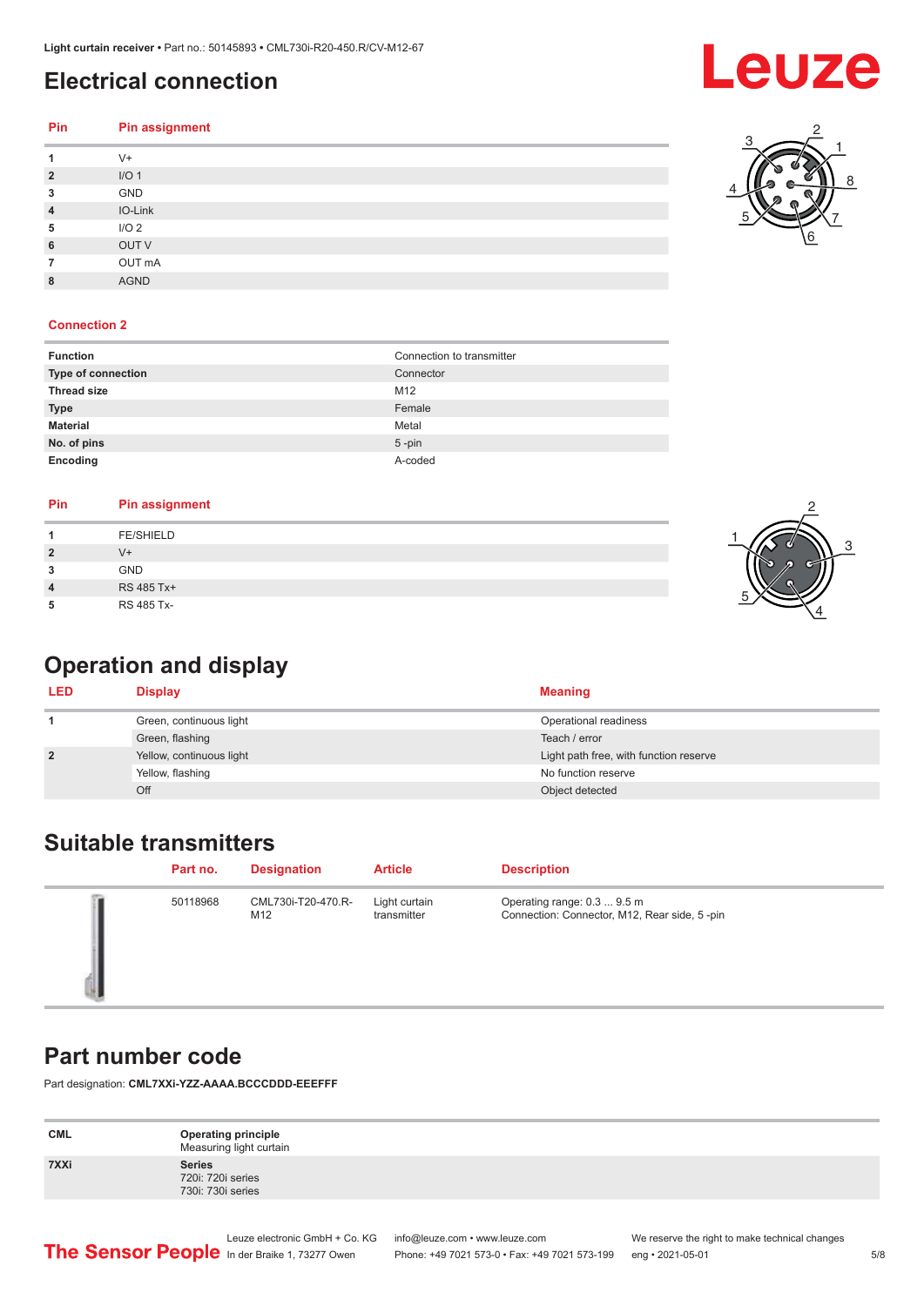# Electrical connection

| Pin | Pin assignment |
|---|---|
| 1 | V+ |
| 2 | I/O 1 |
| 3 | GND |
| 4 | IO-Link |
| 5 | I/O 2 |
| 6 | OUT V |
| 7 | OUT mA |
| 8 | AGND |

## Connection 2

| | |
|---|---|
| **Function** | Connection to transmitter |
| **Type of connection** | Connector |
| **Thread size** | M12 |
| **Type** | Female |
| **Material** | Metal |
| **No. of pins** | 5 -pin |
| **Encoding** | A-coded |

| Pin | Pin assignment |
|---|---|
| 1 | FE/SHIELD |
| 2 | V+ |
| 3 | GND |
| 4 | RS 485 Tx+ |
| 5 | RS 485 Tx- |

# Operation and display

| LED | Display | Meaning |
|---|---|---|
| 1 | Green, continuous light | Operational readiness |
| | Green, flashing | Teach / error |
| 2 | Yellow, continuous light | Light path free, with function reserve |
| | Yellow, flashing | No function reserve |
| | Off | Object detected |

# Suitable transmitters

| | Part no. | Designation | Article | Description |
|---|---|---|---|---|
| | 50118968 | CML730i-T20-470.R-M12 | Light curtain transmitter | Operating range: 0.3 ... 9.5 m<br>Connection: Connector, M12, Rear side, 5 -pin |

# Part number code

Part designation: **CML7XXi-YZZ-AAAA.BCCCDDD-EEEFFF**

| | |
|---|---|
| **CML** | **Operating principle**<br>Measuring light curtain |
| **7XXi** | **Series**<br>720i: 720i series<br>730i: 730i series |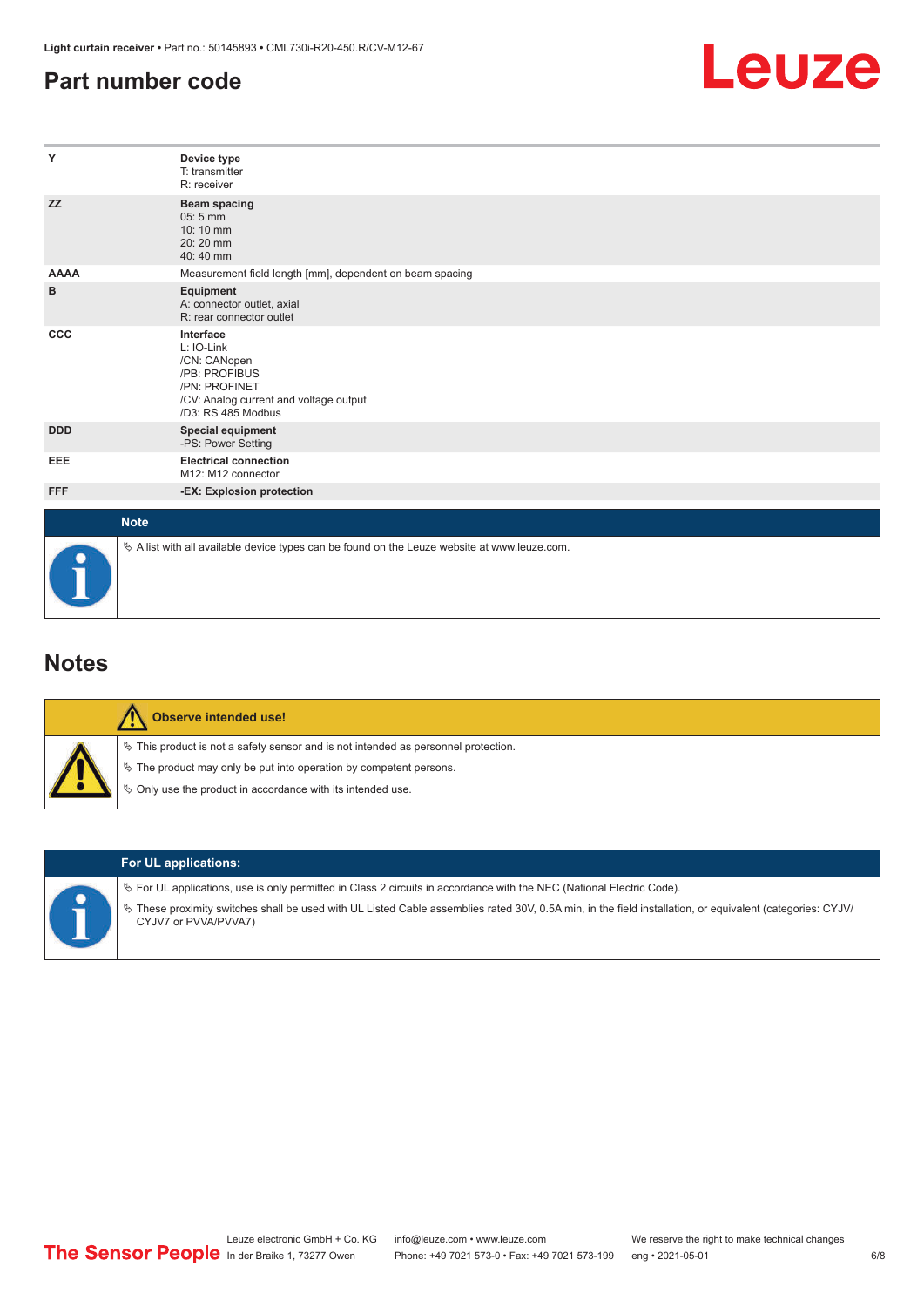## Part number code

| | |
|---|---|
| Y | **Device type**<br>T: transmitter<br>R: receiver |
| ZZ | **Beam spacing**<br>05: 5 mm<br>10: 10 mm<br>20: 20 mm<br>40: 40 mm |
| AAAA | Measurement field length [mm], dependent on beam spacing |
| B | **Equipment**<br>A: connector outlet, axial<br>R: rear connector outlet |
| CCC | **Interface**<br>L: IO-Link<br>/CN: CANopen<br>/PB: PROFIBUS<br>/PN: PROFINET<br>/CV: Analog current and voltage output<br>/D3: RS 485 Modbus |
| DDD | **Special equipment**<br>-PS: Power Setting |
| EEE | **Electrical connection**<br>M12: M12 connector |
| FFF | **-EX: Explosion protection** |

**Note**

- A list with all available device types can be found on the Leuze website at www.leuze.com.

## Notes

**Observe intended use!**

- This product is not a safety sensor and is not intended as personnel protection.
- The product may only be put into operation by competent persons.
- Only use the product in accordance with its intended use.

**For UL applications:**

- For UL applications, use is only permitted in Class 2 circuits in accordance with the NEC (National Electric Code).
- These proximity switches shall be used with UL Listed Cable assemblies rated 30V, 0.5A min, in the field installation, or equivalent (categories: CYJV/CYJV7 or PVVA/PVVA7)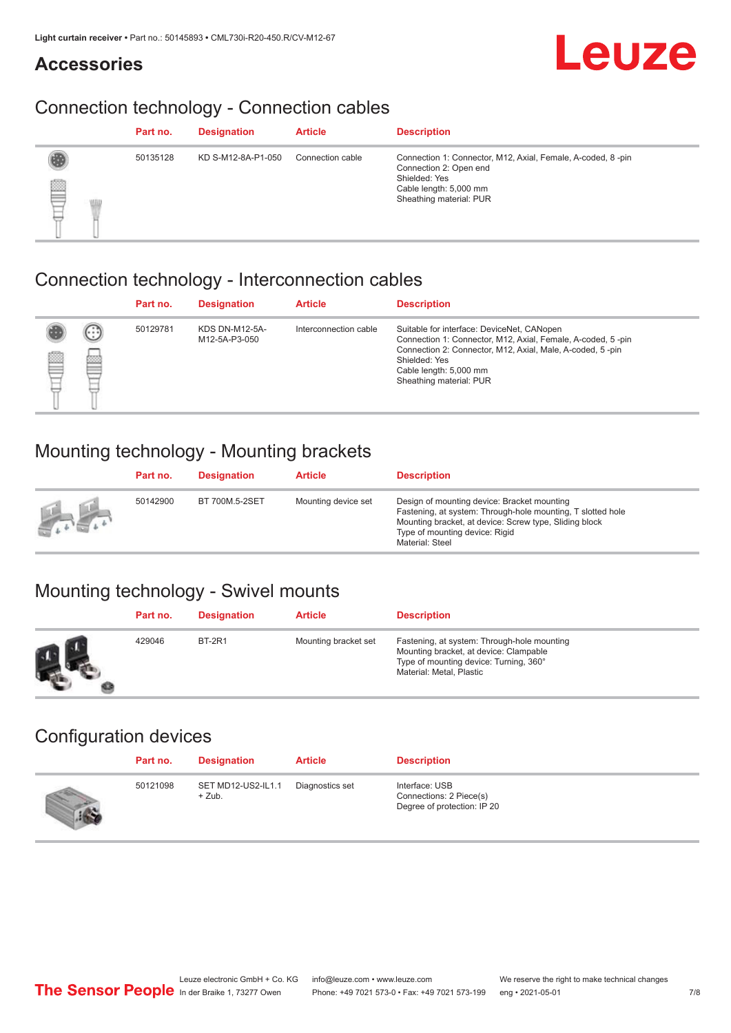Light curtain receiver • Part no.: 50145893 • CML730i-R20-450.R/CV-M12-67

## Accessories

### Connection technology - Connection cables

| Part no. | Designation | Article | Description |
|---|---|---|---|
| 50135128 | KD S-M12-8A-P1-050 | Connection cable | Connection 1: Connector, M12, Axial, Female, A-coded, 8 -pin<br>Connection 2: Open end<br>Shielded: Yes<br>Cable length: 5,000 mm<br>Sheathing material: PUR |

### Connection technology - Interconnection cables

| Part no. | Designation | Article | Description |
|---|---|---|---|
| 50129781 | KDS DN-M12-5A-M12-5A-P3-050 | Interconnection cable | Suitable for interface: DeviceNet, CANopen<br>Connection 1: Connector, M12, Axial, Female, A-coded, 5 -pin<br>Connection 2: Connector, M12, Axial, Male, A-coded, 5 -pin<br>Shielded: Yes<br>Cable length: 5,000 mm<br>Sheathing material: PUR |

### Mounting technology - Mounting brackets

| Part no. | Designation | Article | Description |
|---|---|---|---|
| 50142900 | BT 700M.5-2SET | Mounting device set | Design of mounting device: Bracket mounting<br>Fastening, at system: Through-hole mounting, T slotted hole<br>Mounting bracket, at device: Screw type, Sliding block<br>Type of mounting device: Rigid<br>Material: Steel |

### Mounting technology - Swivel mounts

| Part no. | Designation | Article | Description |
|---|---|---|---|
| 429046 | BT-2R1 | Mounting bracket set | Fastening, at system: Through-hole mounting<br>Mounting bracket, at device: Clampable<br>Type of mounting device: Turning, 360°<br>Material: Metal, Plastic |

### Configuration devices

| Part no. | Designation | Article | Description |
|---|---|---|---|
| 50121098 | SET MD12-US2-IL1.1 + Zub. | Diagnostics set | Interface: USB<br>Connections: 2 Piece(s)<br>Degree of protection: IP 20 |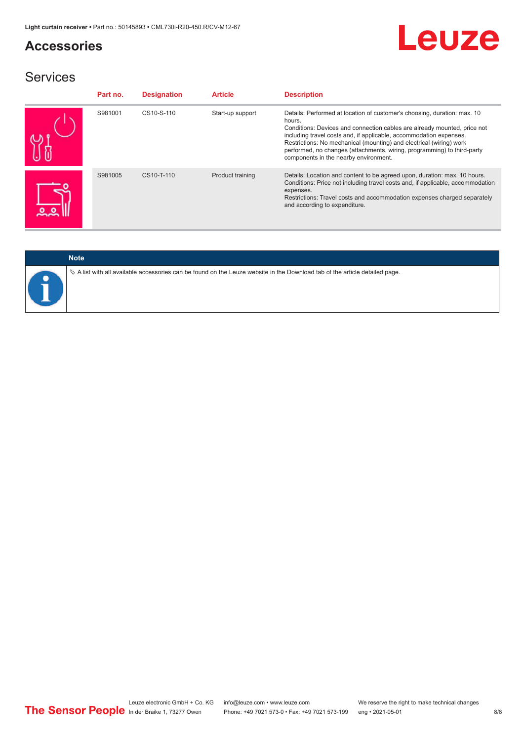## Accessories

### Services

| | Part no. | Designation | Article | Description |
|---|---|---|---|---|
| | S981001 | CS10-S-110 | Start-up support | Details: Performed at location of customer's choosing, duration: max. 10 hours. Conditions: Devices and connection cables are already mounted, price not including travel costs and, if applicable, accommodation expenses. Restrictions: No mechanical (mounting) and electrical (wiring) work performed, no changes (attachments, wiring, programming) to third-party components in the nearby environment. |
| | S981005 | CS10-T-110 | Product training | Details: Location and content to be agreed upon, duration: max. 10 hours. Conditions: Price not including travel costs and, if applicable, accommodation expenses. Restrictions: Travel costs and accommodation expenses charged separately and according to expenditure. |

**Note**

↳ A list with all available accessories can be found on the Leuze website in the Download tab of the article detailed page.